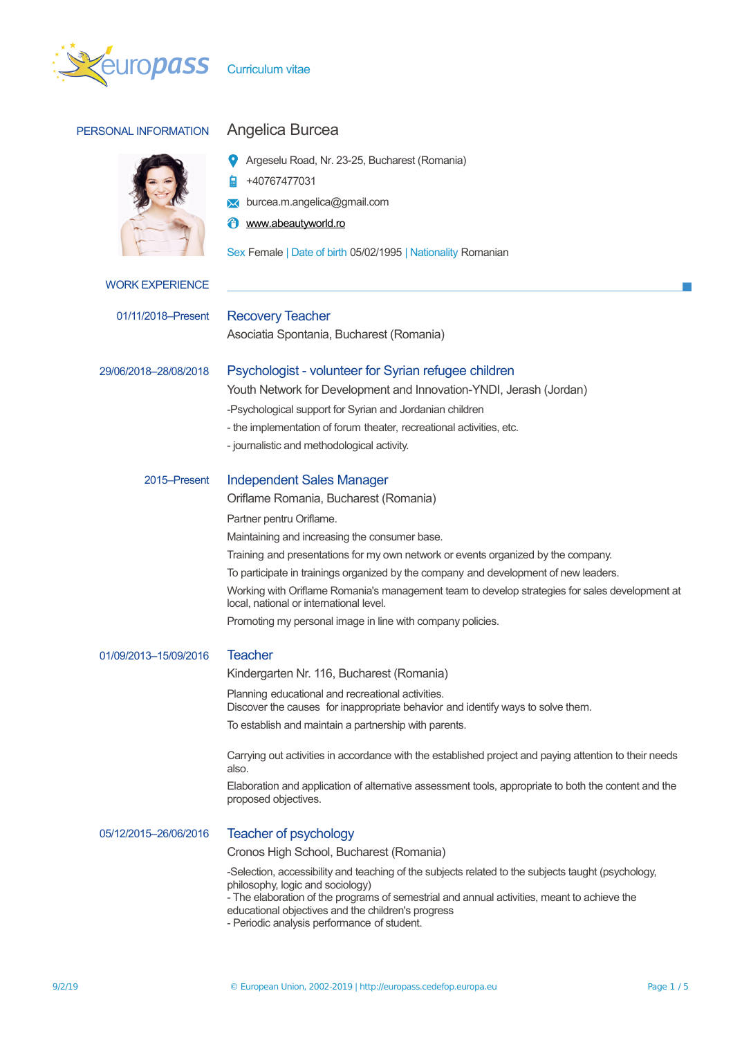# Curriculum vitae

## PERSONAL INFORMATION

### Angelica Burcea

Argeselu Road, Nr. 23-25, Bucharest (Romania)

+40767477031

burcea.m.angelica@gmail.com

www.abeautyworld.ro

Sex Female | Date of birth 05/02/1995 | Nationality Romanian

## WORK EXPERIENCE

**01/11/2018–Present**

### Recovery Teacher

Asociatia Spontania, Bucharest (Romania)

**29/06/2018–28/08/2018**

### Psychologist - volunteer for Syrian refugee children

Youth Network for Development and Innovation-YNDI, Jerash (Jordan)

-Psychological support for Syrian and Jordanian children

- the implementation of forum theater, recreational activities, etc.

- journalistic and methodological activity.

**2015–Present**

### Independent Sales Manager

Oriflame Romania, Bucharest (Romania)

Partner pentru Oriflame.

Maintaining and increasing the consumer base.

Training and presentations for my own network or events organized by the company.

To participate in trainings organized by the company and development of new leaders.

Working with Oriflame Romania's management team to develop strategies for sales development at local, national or international level.

Promoting my personal image in line with company policies.

**01/09/2013–15/09/2016**

### Teacher

Kindergarten Nr. 116, Bucharest (Romania)

Planning educational and recreational activities.
Discover the causes for inappropriate behavior and identify ways to solve them.

To establish and maintain a partnership with parents.

Carrying out activities in accordance with the established project and paying attention to their needs also.

Elaboration and application of alternative assessment tools, appropriate to both the content and the proposed objectives.

**05/12/2015–26/06/2016**

### Teacher of psychology

Cronos High School, Bucharest (Romania)

-Selection, accessibility and teaching of the subjects related to the subjects taught (psychology, philosophy, logic and sociology)
- The elaboration of the programs of semestrial and annual activities, meant to achieve the educational objectives and the children's progress
- Periodic analysis performance of student.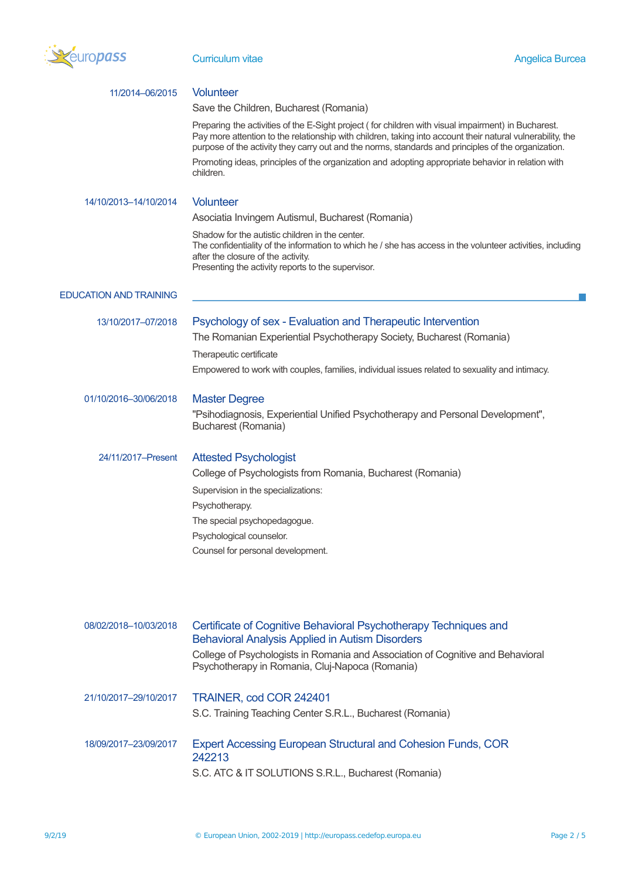11/2014–06/2015

### Volunteer

Save the Children, Bucharest (Romania)

Preparing the activities of the E-Sight project ( for children with visual impairment) in Bucharest. Pay more attention to the relationship with children, taking into account their natural vulnerability, the purpose of the activity they carry out and the norms, standards and principles of the organization.

Promoting ideas, principles of the organization and adopting appropriate behavior in relation with children.

14/10/2013–14/10/2014

### Volunteer

Asociatia Invingem Autismul, Bucharest (Romania)

Shadow for the autistic children in the center.
The confidentiality of the information to which he / she has access in the volunteer activities, including after the closure of the activity.
Presenting the activity reports to the supervisor.

## EDUCATION AND TRAINING

13/10/2017–07/2018

### Psychology of sex - Evaluation and Therapeutic Intervention

The Romanian Experiential Psychotherapy Society, Bucharest (Romania)

Therapeutic certificate

Empowered to work with couples, families, individual issues related to sexuality and intimacy.

01/10/2016–30/06/2018

### Master Degree

"Psihodiagnosis, Experiential Unified Psychotherapy and Personal Development", Bucharest (Romania)

24/11/2017–Present

### Attested Psychologist

College of Psychologists from Romania, Bucharest (Romania)

Supervision in the specializations:

Psychotherapy.

The special psychopedagogue.

Psychological counselor.

Counsel for personal development.

08/02/2018–10/03/2018

### Certificate of Cognitive Behavioral Psychotherapy Techniques and Behavioral Analysis Applied in Autism Disorders

College of Psychologists in Romania and Association of Cognitive and Behavioral Psychotherapy in Romania, Cluj-Napoca (Romania)

21/10/2017–29/10/2017

### TRAINER, cod COR 242401

S.C. Training Teaching Center S.R.L., Bucharest (Romania)

18/09/2017–23/09/2017

### Expert Accessing European Structural and Cohesion Funds, COR 242213

S.C. ATC & IT SOLUTIONS S.R.L., Bucharest (Romania)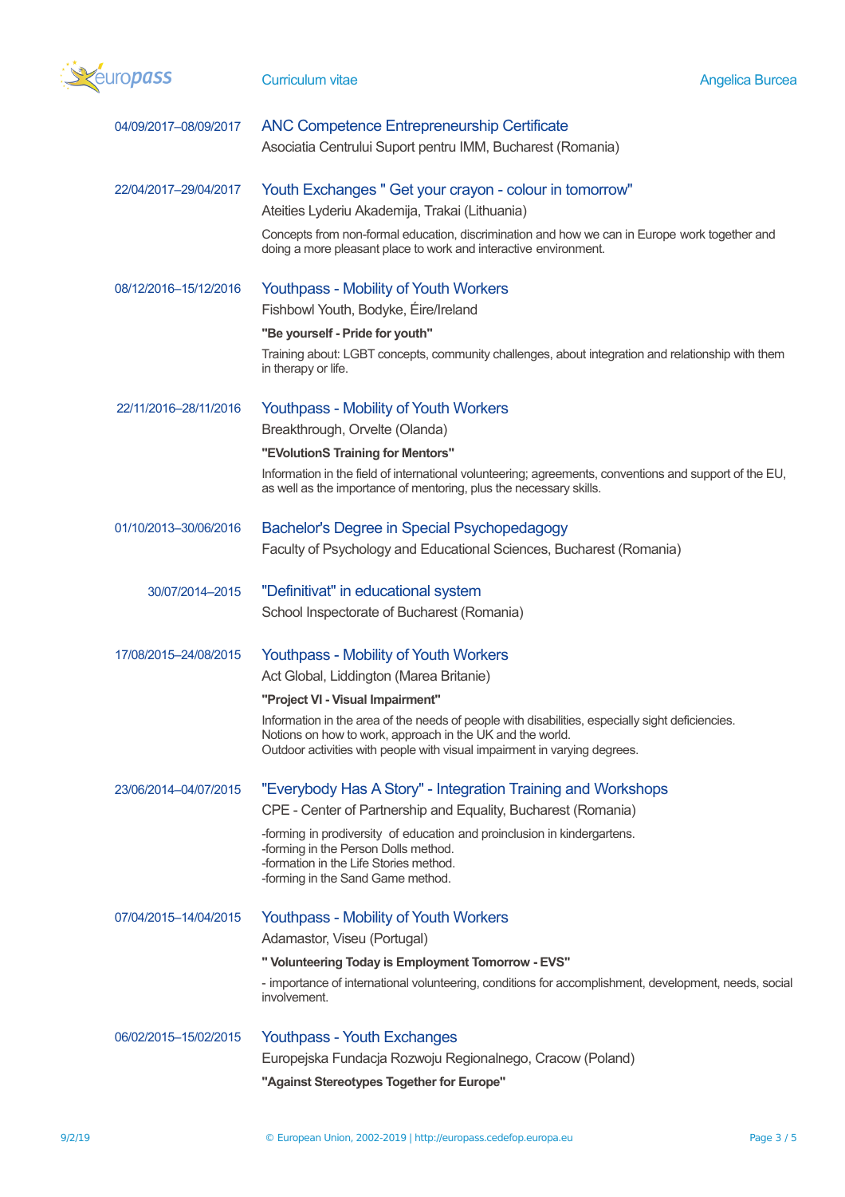04/09/2017–08/09/2017 **ANC Competence Entrepreneurship Certificate**
Asociatia Centrului Suport pentru IMM, Bucharest (Romania)

22/04/2017–29/04/2017 **Youth Exchanges " Get your crayon - colour in tomorrow"**
Ateities Lyderiu Akademija, Trakai (Lithuania)

Concepts from non-formal education, discrimination and how we can in Europe work together and doing a more pleasant place to work and interactive environment.

08/12/2016–15/12/2016 **Youthpass - Mobility of Youth Workers**
Fishbowl Youth, Bodyke, Éire/Ireland

**"Be yourself - Pride for youth"**

Training about: LGBT concepts, community challenges, about integration and relationship with them in therapy or life.

22/11/2016–28/11/2016 **Youthpass - Mobility of Youth Workers**
Breakthrough, Orvelte (Olanda)

**"EVolutionS Training for Mentors"**

Information in the field of international volunteering; agreements, conventions and support of the EU, as well as the importance of mentoring, plus the necessary skills.

01/10/2013–30/06/2016 **Bachelor's Degree in Special Psychopedagogy**
Faculty of Psychology and Educational Sciences, Bucharest (Romania)

30/07/2014–2015 **"Definitivat" in educational system**
School Inspectorate of Bucharest (Romania)

17/08/2015–24/08/2015 **Youthpass - Mobility of Youth Workers**
Act Global, Liddington (Marea Britanie)

**"Project VI - Visual Impairment"**

Information in the area of the needs of people with disabilities, especially sight deficiencies.
Notions on how to work, approach in the UK and the world.
Outdoor activities with people with visual impairment in varying degrees.

23/06/2014–04/07/2015 **"Everybody Has A Story" - Integration Training and Workshops**
CPE - Center of Partnership and Equality, Bucharest (Romania)

-forming in prodiversity of education and proinclusion in kindergartens.
-forming in the Person Dolls method.
-formation in the Life Stories method.
-forming in the Sand Game method.

07/04/2015–14/04/2015 **Youthpass - Mobility of Youth Workers**
Adamastor, Viseu (Portugal)

**" Volunteering Today is Employment Tomorrow - EVS"**

- importance of international volunteering, conditions for accomplishment, development, needs, social involvement.

06/02/2015–15/02/2015 **Youthpass - Youth Exchanges**
Europejska Fundacja Rozwoju Regionalnego, Cracow (Poland)

**"Against Stereotypes Together for Europe"**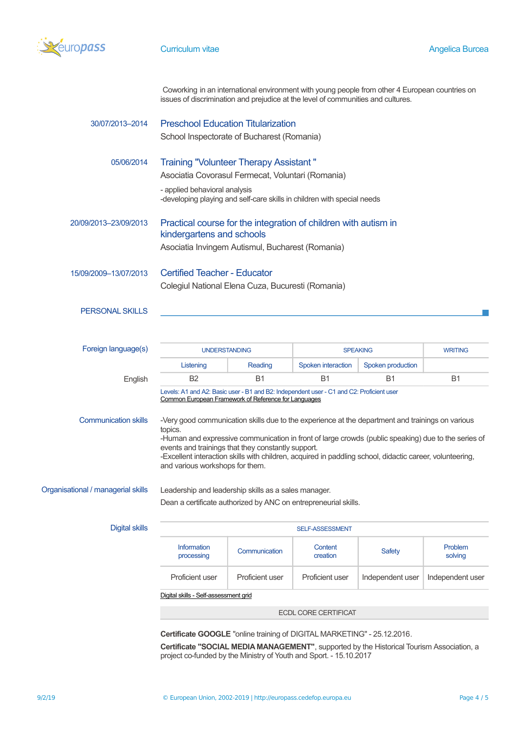Coworking in an international environment with young people from other 4 European countries on issues of discrimination and prejudice at the level of communities and cultures.

30/07/2013–2014

### Preschool Education Titularization

School Inspectorate of Bucharest (Romania)

05/06/2014

### Training "Volunteer Therapy Assistant "

Asociatia Covorasul Fermecat, Voluntari (Romania)

- applied behavioral analysis
-developing playing and self-care skills in children with special needs

20/09/2013–23/09/2013

### Practical course for the integration of children with autism in kindergartens and schools

Asociatia Invingem Autismul, Bucharest (Romania)

15/09/2009–13/07/2013

### Certified Teacher - Educator

Colegiul National Elena Cuza, Bucuresti (Romania)

## PERSONAL SKILLS

### Foreign language(s)

| | UNDERSTANDING | | SPEAKING | | WRITING |
|---|---|---|---|---|---|
| | Listening | Reading | Spoken interaction | Spoken production | |
| English | B2 | B1 | B1 | B1 | B1 |

Levels: A1 and A2: Basic user - B1 and B2: Independent user - C1 and C2: Proficient user
Common European Framework of Reference for Languages

### Communication skills

-Very good communication skills due to the experience at the department and trainings on various topics.
-Human and expressive communication in front of large crowds (public speaking) due to the series of events and trainings that they constantly support.
-Excellent interaction skills with children, acquired in paddling school, didactic career, volunteering, and various workshops for them.

### Organisational / managerial skills

Leadership and leadership skills as a sales manager.

Dean a certificate authorized by ANC on entrepreneurial skills.

### Digital skills

| SELF-ASSESSMENT | | | | |
|---|---|---|---|---|
| Information processing | Communication | Content creation | Safety | Problem solving |
| Proficient user | Proficient user | Proficient user | Independent user | Independent user |

Digital skills - Self-assessment grid

ECDL CORE CERTIFICATE

**Certificate GOOGLE** "online training of DIGITAL MARKETING" - 25.12.2016.

**Certificate "SOCIAL MEDIA MANAGEMENT"**, supported by the Historical Tourism Association, a project co-funded by the Ministry of Youth and Sport. - 15.10.2017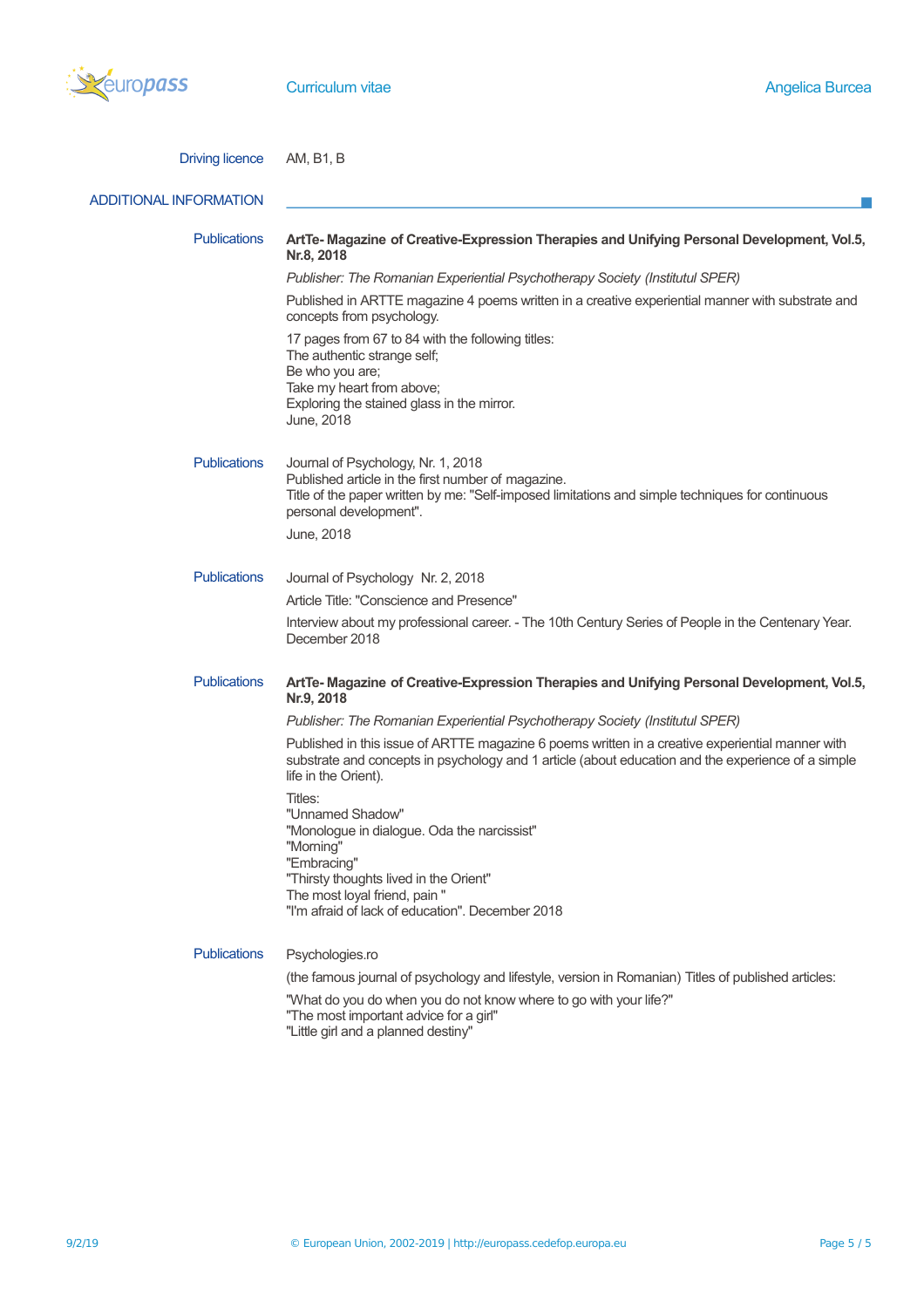Driving licence AM, B1, B

## ADDITIONAL INFORMATION

**Publications**

**ArtTe- Magazine of Creative-Expression Therapies and Unifying Personal Development, Vol.5, Nr.8, 2018**

*Publisher: The Romanian Experiential Psychotherapy Society (Institutul SPER)*

Published in ARTTE magazine 4 poems written in a creative experiential manner with substrate and concepts from psychology.

17 pages from 67 to 84 with the following titles:
The authentic strange self;
Be who you are;
Take my heart from above;
Exploring the stained glass in the mirror.
June, 2018

**Publications**

Journal of Psychology, Nr. 1, 2018
Published article in the first number of magazine.
Title of the paper written by me: "Self-imposed limitations and simple techniques for continuous personal development".

June, 2018

**Publications**

Journal of Psychology Nr. 2, 2018

Article Title: "Conscience and Presence"

Interview about my professional career. - The 10th Century Series of People in the Centenary Year.
December 2018

**Publications**

**ArtTe- Magazine of Creative-Expression Therapies and Unifying Personal Development, Vol.5, Nr.9, 2018**

*Publisher: The Romanian Experiential Psychotherapy Society (Institutul SPER)*

Published in this issue of ARTTE magazine 6 poems written in a creative experiential manner with substrate and concepts in psychology and 1 article (about education and the experience of a simple life in the Orient).

Titles:
"Unnamed Shadow"
"Monologue in dialogue. Oda the narcissist"
"Morning"
"Embracing"
"Thirsty thoughts lived in the Orient"
The most loyal friend, pain "
"I'm afraid of lack of education". December 2018

**Publications**

Psychologies.ro

(the famous journal of psychology and lifestyle, version in Romanian) Titles of published articles:

"What do you do when you do not know where to go with your life?"
"The most important advice for a girl"
"Little girl and a planned destiny"